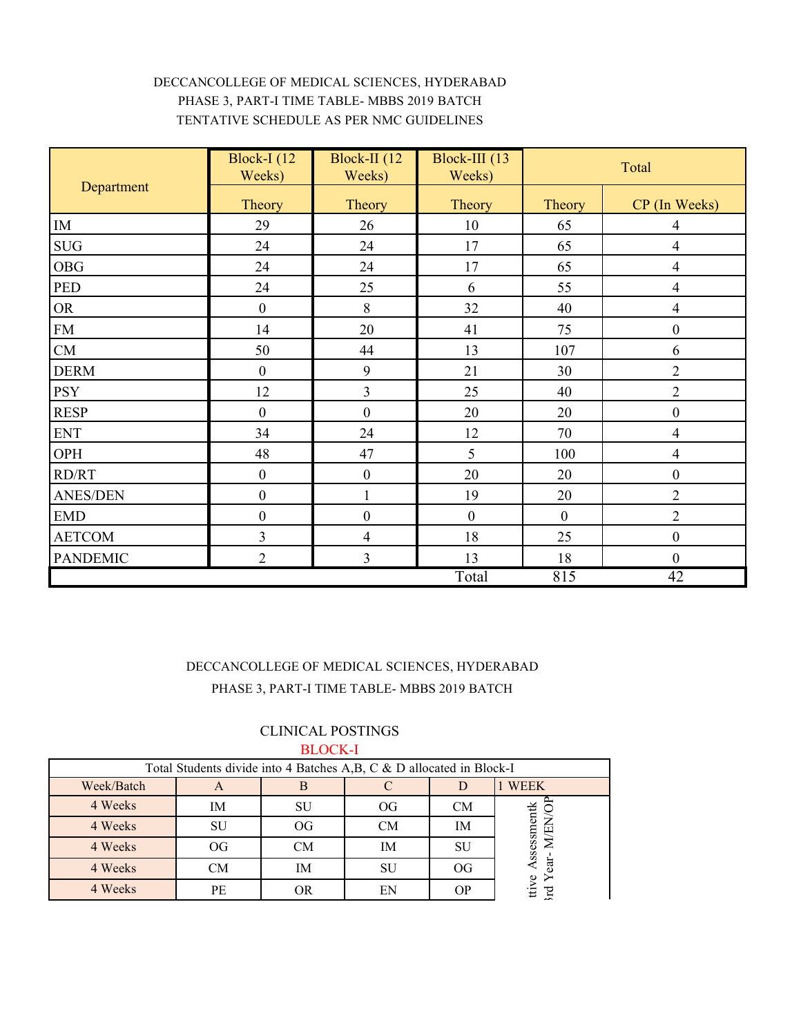DECCANCOLLEGE OF MEDICAL SCIENCES, HYDERABAD
PHASE 3, PART-I TIME TABLE- MBBS 2019 BATCH
TENTATIVE SCHEDULE AS PER NMC GUIDELINES

| Department | Block-I (12 Weeks) | Block-II (12 Weeks) | Block-III (13 Weeks) | Total | |
|---|---|---|---|---|---|
| | Theory | Theory | Theory | Theory | CP (In Weeks) |
| IM | 29 | 26 | 10 | 65 | 4 |
| SUG | 24 | 24 | 17 | 65 | 4 |
| OBG | 24 | 24 | 17 | 65 | 4 |
| PED | 24 | 25 | 6 | 55 | 4 |
| OR | 0 | 8 | 32 | 40 | 4 |
| FM | 14 | 20 | 41 | 75 | 0 |
| CM | 50 | 44 | 13 | 107 | 6 |
| DERM | 0 | 9 | 21 | 30 | 2 |
| PSY | 12 | 3 | 25 | 40 | 2 |
| RESP | 0 | 0 | 20 | 20 | 0 |
| ENT | 34 | 24 | 12 | 70 | 4 |
| OPH | 48 | 47 | 5 | 100 | 4 |
| RD/RT | 0 | 0 | 20 | 20 | 0 |
| ANES/DEN | 0 | 1 | 19 | 20 | 2 |
| EMD | 0 | 0 | 0 | 0 | 2 |
| AETCOM | 3 | 4 | 18 | 25 | 0 |
| PANDEMIC | 2 | 3 | 13 | 18 | 0 |
| | | | Total | 815 | 42 |

DECCANCOLLEGE OF MEDICAL SCIENCES, HYDERABAD
PHASE 3, PART-I TIME TABLE- MBBS 2019 BATCH

CLINICAL POSTINGS

BLOCK-I

| Total Students divide into 4 Batches A,B, C & D allocated in Block-I | | | | | |
|---|---|---|---|---|---|
| Week/Batch | A | B | C | D | 1 WEEK |
| 4 Weeks | IM | SU | OG | CM | ttive Assessmentk 3rd Year- M/EN/OP |
| 4 Weeks | SU | OG | CM | IM | |
| 4 Weeks | OG | CM | IM | SU | |
| 4 Weeks | CM | IM | SU | OG | |
| 4 Weeks | PE | OR | EN | OP | |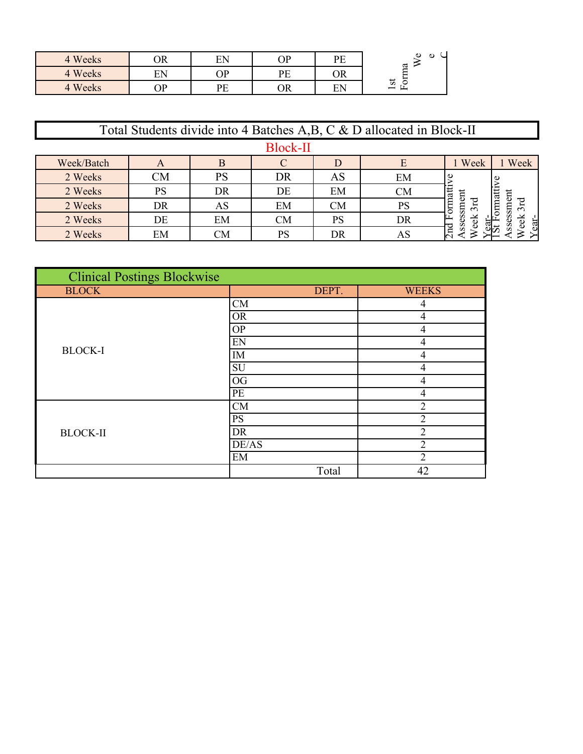| | | | | | |
|---|---|---|---|---|---|
| 4 Weeks | OR | EN | OP | PE | 1st Forma We e C |
| 4 Weeks | EN | OP | PE | OR | |
| 4 Weeks | OP | PE | OR | EN | |

## Total Students divide into 4 Batches A,B, C & D allocated in Block-II

### Block-II

| Week/Batch | A | B | C | D | E | 1 Week | 1 Week |
|---|---|---|---|---|---|---|---|
| 2 Weeks | CM | PS | DR | AS | EM | 2nd Formattive Assessment Week 3rd Year- | 1St Formattive Assessment Week 3rd Year- |
| 2 Weeks | PS | DR | DE | EM | CM | | |
| 2 Weeks | DR | AS | EM | CM | PS | | |
| 2 Weeks | DE | EM | CM | PS | DR | | |
| 2 Weeks | EM | CM | PS | DR | AS | | |

## Clinical Postings Blockwise

| BLOCK | DEPT. | WEEKS |
|---|---|---|
| BLOCK-I | CM | 4 |
| | OR | 4 |
| | OP | 4 |
| | EN | 4 |
| | IM | 4 |
| | SU | 4 |
| | OG | 4 |
| | PE | 4 |
| BLOCK-II | CM | 2 |
| | PS | 2 |
| | DR | 2 |
| | DE/AS | 2 |
| | EM | 2 |
| | Total | 42 |